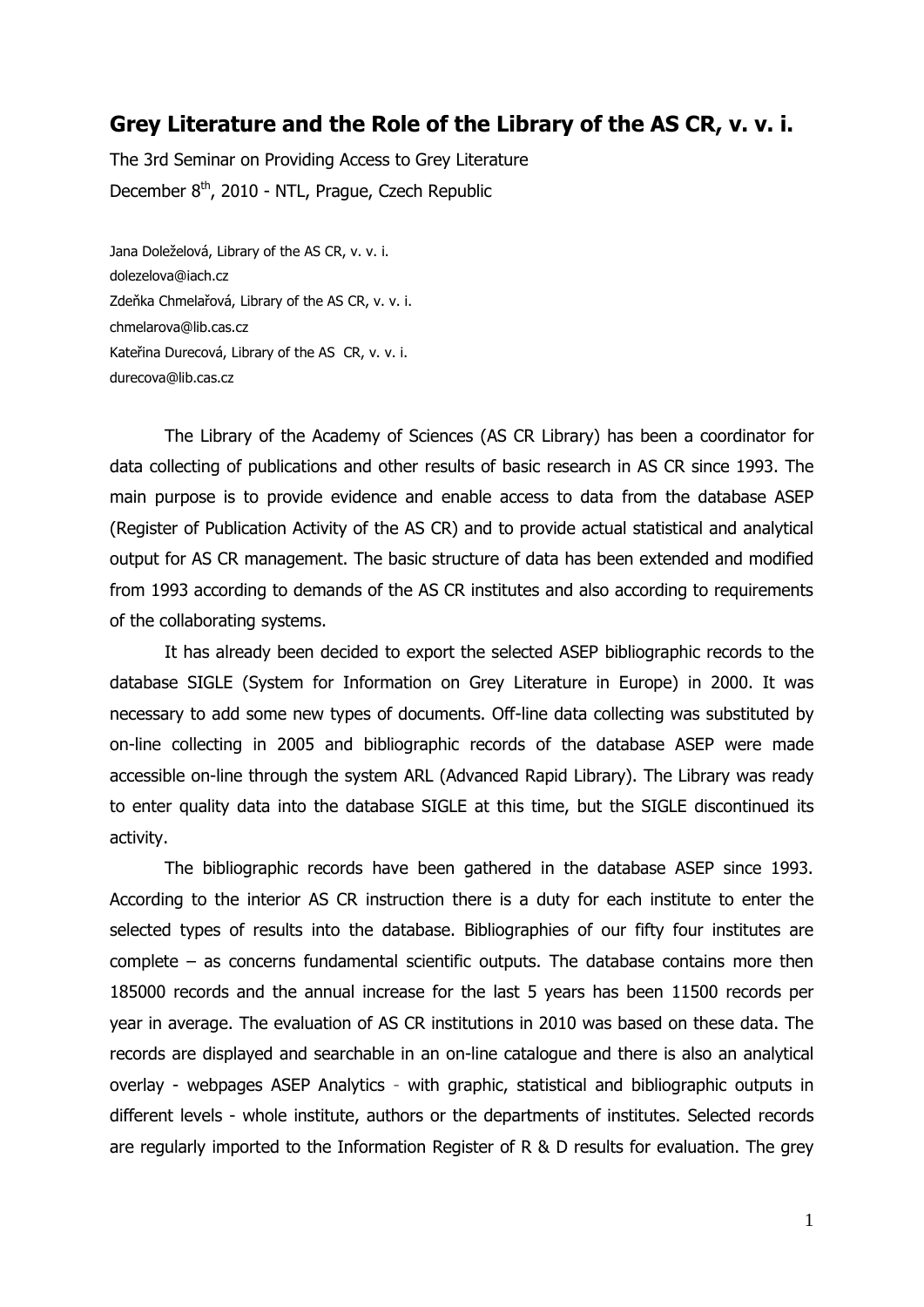# Grey Literature and the Role of the Library of the AS CR, v. v. i.

The 3rd Seminar on Providing Access to Grey Literature

December 8th, 2010 - NTL, Prague, Czech Republic

Jana Doleželová, Library of the AS CR, v. v. i.
dolezelova@iach.cz
Zdeňka Chmelařová, Library of the AS CR, v. v. i.
chmelarova@lib.cas.cz
Kateřina Durecová, Library of the AS CR, v. v. i.
durecova@lib.cas.cz

The Library of the Academy of Sciences (AS CR Library) has been a coordinator for data collecting of publications and other results of basic research in AS CR since 1993. The main purpose is to provide evidence and enable access to data from the database ASEP (Register of Publication Activity of the AS CR) and to provide actual statistical and analytical output for AS CR management. The basic structure of data has been extended and modified from 1993 according to demands of the AS CR institutes and also according to requirements of the collaborating systems.

It has already been decided to export the selected ASEP bibliographic records to the database SIGLE (System for Information on Grey Literature in Europe) in 2000. It was necessary to add some new types of documents. Off-line data collecting was substituted by on-line collecting in 2005 and bibliographic records of the database ASEP were made accessible on-line through the system ARL (Advanced Rapid Library). The Library was ready to enter quality data into the database SIGLE at this time, but the SIGLE discontinued its activity.

The bibliographic records have been gathered in the database ASEP since 1993. According to the interior AS CR instruction there is a duty for each institute to enter the selected types of results into the database. Bibliographies of our fifty four institutes are complete – as concerns fundamental scientific outputs. The database contains more then 185000 records and the annual increase for the last 5 years has been 11500 records per year in average. The evaluation of AS CR institutions in 2010 was based on these data. The records are displayed and searchable in an on-line catalogue and there is also an analytical overlay - webpages ASEP Analytics - with graphic, statistical and bibliographic outputs in different levels - whole institute, authors or the departments of institutes. Selected records are regularly imported to the Information Register of R & D results for evaluation. The grey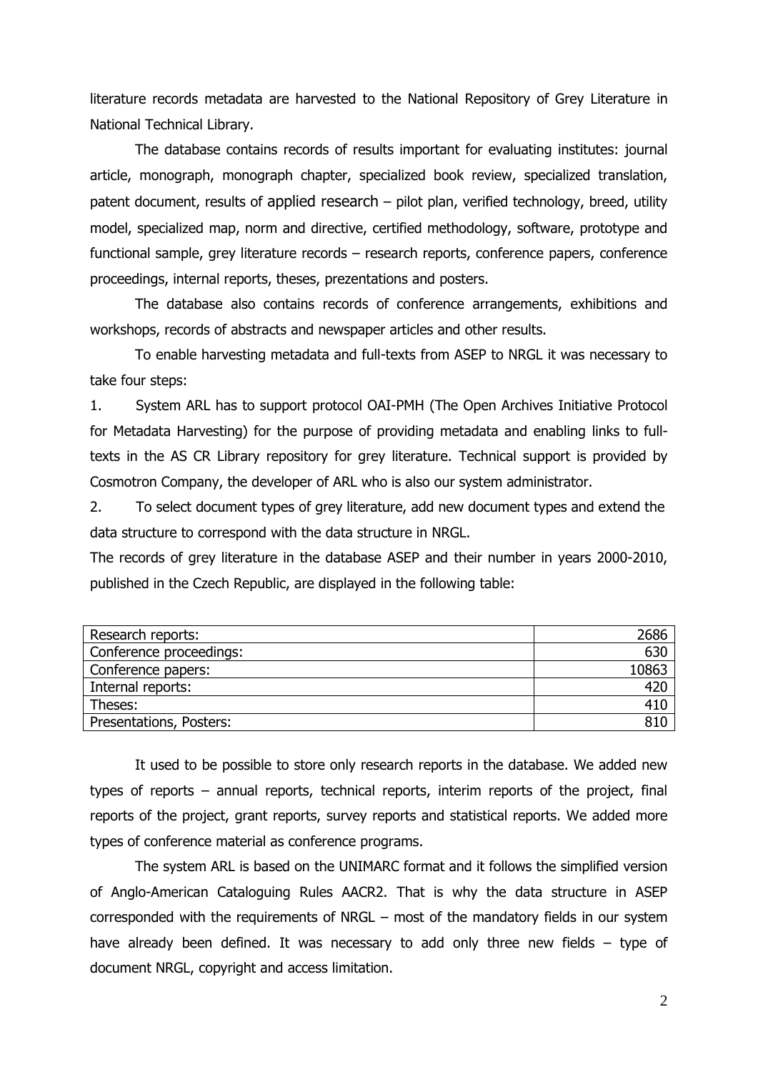literature records metadata are harvested to the National Repository of Grey Literature in National Technical Library.

The database contains records of results important for evaluating institutes: journal article, monograph, monograph chapter, specialized book review, specialized translation, patent document, results of applied research – pilot plan, verified technology, breed, utility model, specialized map, norm and directive, certified methodology, software, prototype and functional sample, grey literature records – research reports, conference papers, conference proceedings, internal reports, theses, prezentations and posters.

The database also contains records of conference arrangements, exhibitions and workshops, records of abstracts and newspaper articles and other results.

To enable harvesting metadata and full-texts from ASEP to NRGL it was necessary to take four steps:

1. System ARL has to support protocol OAI-PMH (The Open Archives Initiative Protocol for Metadata Harvesting) for the purpose of providing metadata and enabling links to full-texts in the AS CR Library repository for grey literature. Technical support is provided by Cosmotron Company, the developer of ARL who is also our system administrator.

2. To select document types of grey literature, add new document types and extend the data structure to correspond with the data structure in NRGL.

The records of grey literature in the database ASEP and their number in years 2000-2010, published in the Czech Republic, are displayed in the following table:

| | |
|---|---:|
| Research reports: | 2686 |
| Conference proceedings: | 630 |
| Conference papers: | 10863 |
| Internal reports: | 420 |
| Theses: | 410 |
| Presentations, Posters: | 810 |

It used to be possible to store only research reports in the database. We added new types of reports – annual reports, technical reports, interim reports of the project, final reports of the project, grant reports, survey reports and statistical reports. We added more types of conference material as conference programs.

The system ARL is based on the UNIMARC format and it follows the simplified version of Anglo-American Cataloguing Rules AACR2. That is why the data structure in ASEP corresponded with the requirements of NRGL – most of the mandatory fields in our system have already been defined. It was necessary to add only three new fields – type of document NRGL, copyright and access limitation.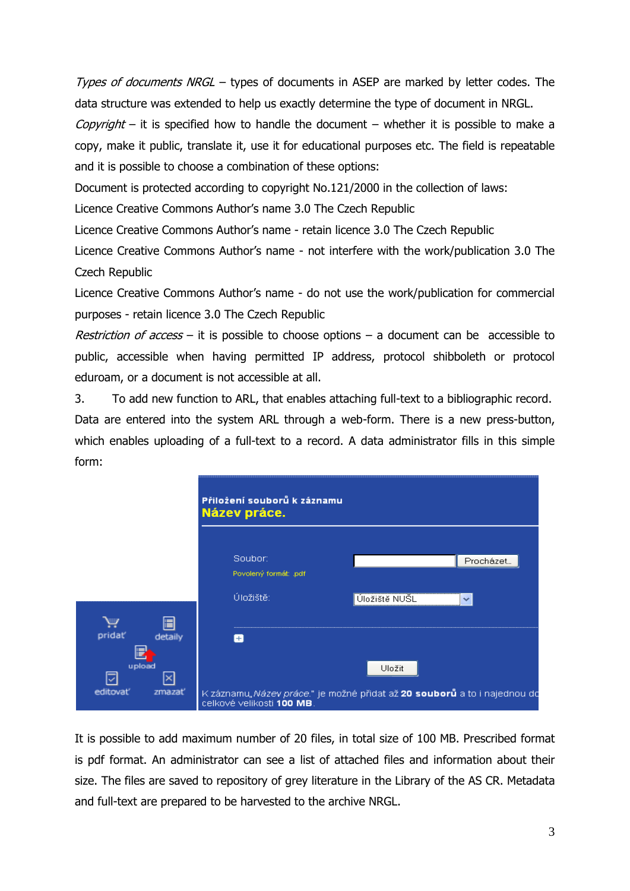*Types of documents NRGL* – types of documents in ASEP are marked by letter codes. The data structure was extended to help us exactly determine the type of document in NRGL.

*Copyright* – it is specified how to handle the document – whether it is possible to make a copy, make it public, translate it, use it for educational purposes etc. The field is repeatable and it is possible to choose a combination of these options:

Document is protected according to copyright No.121/2000 in the collection of laws:

Licence Creative Commons Author's name 3.0 The Czech Republic

Licence Creative Commons Author's name - retain licence 3.0 The Czech Republic

Licence Creative Commons Author's name - not interfere with the work/publication 3.0 The Czech Republic

Licence Creative Commons Author's name - do not use the work/publication for commercial purposes - retain licence 3.0 The Czech Republic

*Restriction of access* – it is possible to choose options – a document can be accessible to public, accessible when having permitted IP address, protocol shibboleth or protocol eduroam, or a document is not accessible at all.

3. To add new function to ARL, that enables attaching full-text to a bibliographic record. Data are entered into the system ARL through a web-form. There is a new press-button, which enables uploading of a full-text to a record. A data administrator fills in this simple form:

It is possible to add maximum number of 20 files, in total size of 100 MB. Prescribed format is pdf format. An administrator can see a list of attached files and information about their size. The files are saved to repository of grey literature in the Library of the AS CR. Metadata and full-text are prepared to be harvested to the archive NRGL.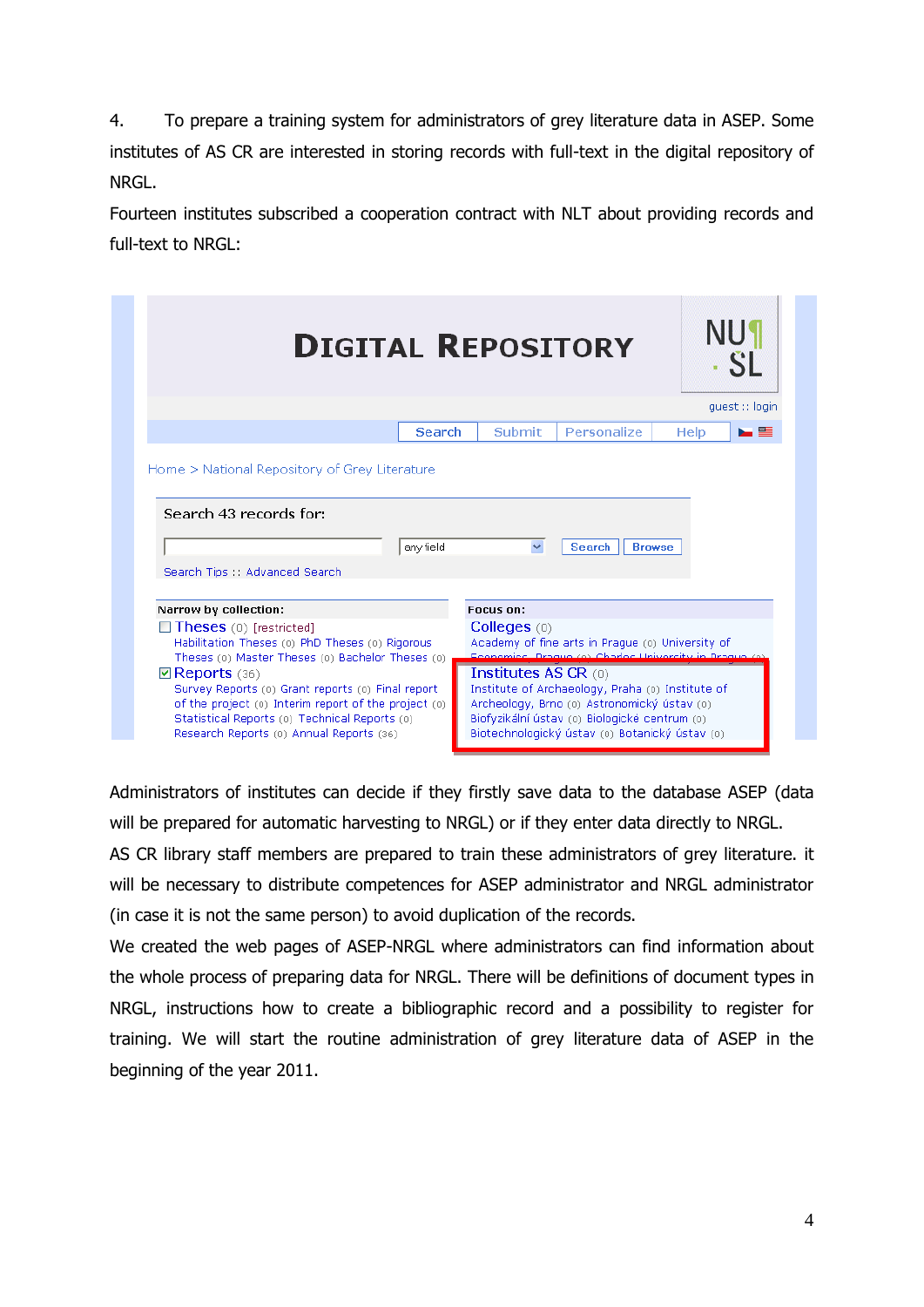4. To prepare a training system for administrators of grey literature data in ASEP. Some institutes of AS CR are interested in storing records with full-text in the digital repository of NRGL.

Fourteen institutes subscribed a cooperation contract with NLT about providing records and full-text to NRGL:

Administrators of institutes can decide if they firstly save data to the database ASEP (data will be prepared for automatic harvesting to NRGL) or if they enter data directly to NRGL.

AS CR library staff members are prepared to train these administrators of grey literature. it will be necessary to distribute competences for ASEP administrator and NRGL administrator (in case it is not the same person) to avoid duplication of the records.

We created the web pages of ASEP-NRGL where administrators can find information about the whole process of preparing data for NRGL. There will be definitions of document types in NRGL, instructions how to create a bibliographic record and a possibility to register for training. We will start the routine administration of grey literature data of ASEP in the beginning of the year 2011.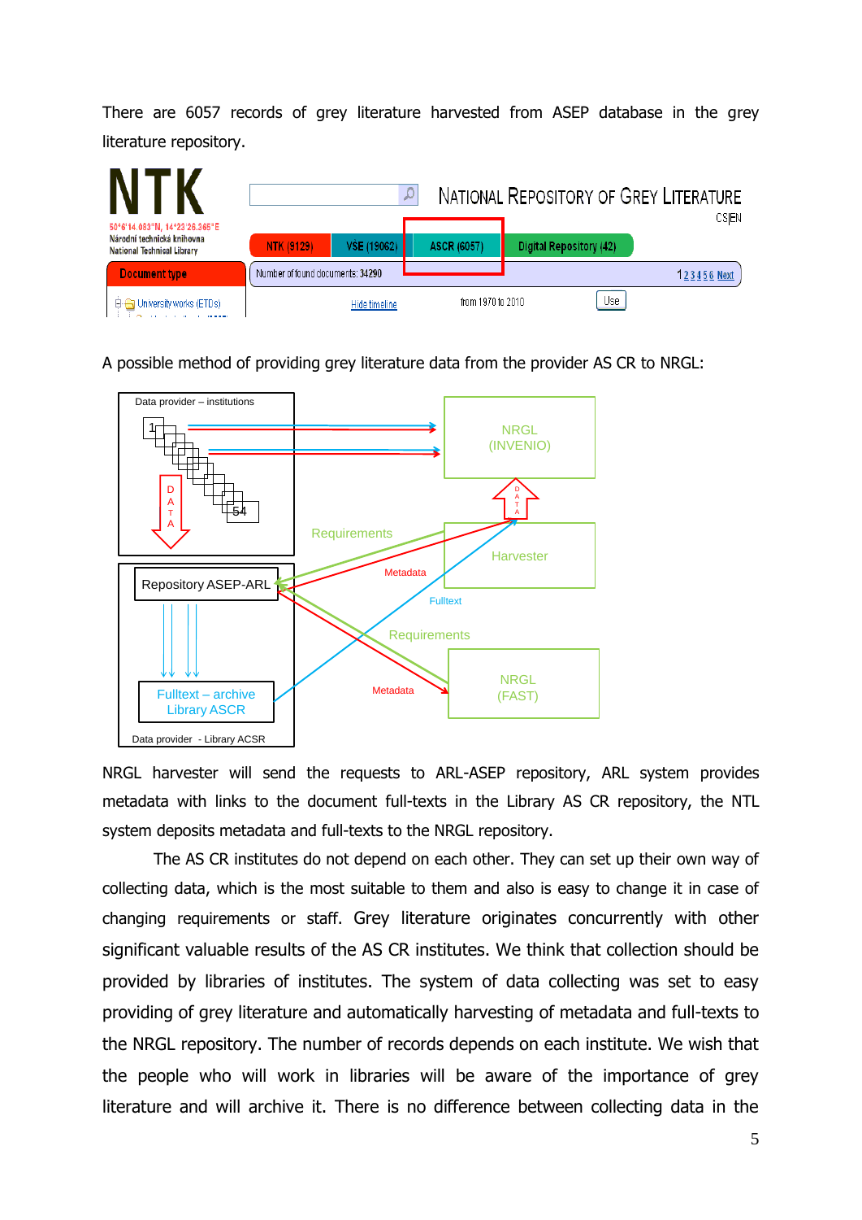There are 6057 records of grey literature harvested from ASEP database in the grey literature repository.

A possible method of providing grey literature data from the provider AS CR to NRGL:

NRGL harvester will send the requests to ARL-ASEP repository, ARL system provides metadata with links to the document full-texts in the Library AS CR repository, the NTL system deposits metadata and full-texts to the NRGL repository.

The AS CR institutes do not depend on each other. They can set up their own way of collecting data, which is the most suitable to them and also is easy to change it in case of changing requirements or staff. Grey literature originates concurrently with other significant valuable results of the AS CR institutes. We think that collection should be provided by libraries of institutes. The system of data collecting was set to easy providing of grey literature and automatically harvesting of metadata and full-texts to the NRGL repository. The number of records depends on each institute. We wish that the people who will work in libraries will be aware of the importance of grey literature and will archive it. There is no difference between collecting data in the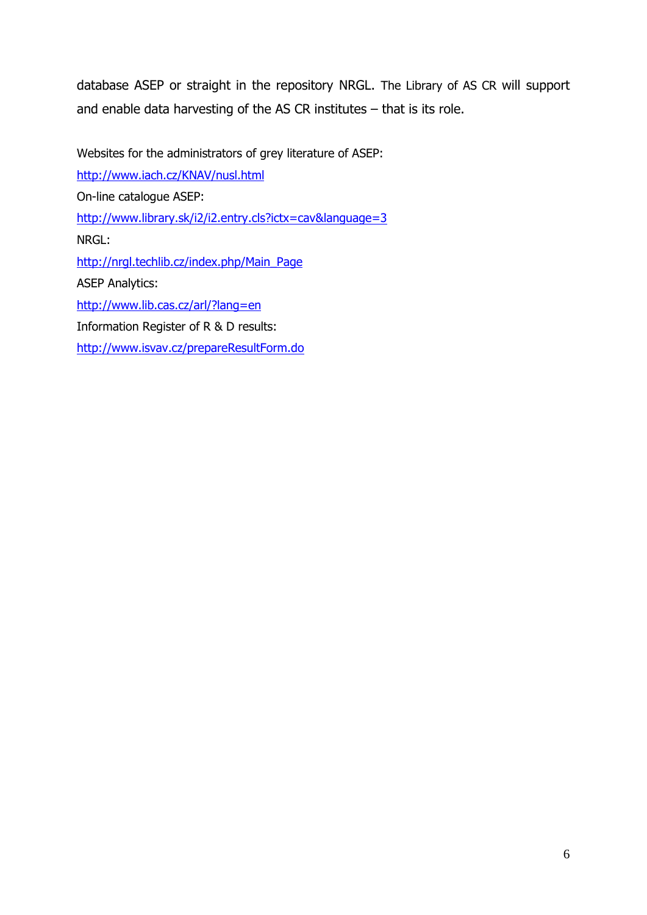database ASEP or straight in the repository NRGL. The Library of AS CR will support and enable data harvesting of the AS CR institutes – that is its role.

Websites for the administrators of grey literature of ASEP:

http://www.iach.cz/KNAV/nusl.html

On-line catalogue ASEP:

http://www.library.sk/i2/i2.entry.cls?ictx=cav&language=3

NRGL:

http://nrgl.techlib.cz/index.php/Main_Page

ASEP Analytics:

http://www.lib.cas.cz/arl/?lang=en

Information Register of R & D results:

http://www.isvav.cz/prepareResultForm.do